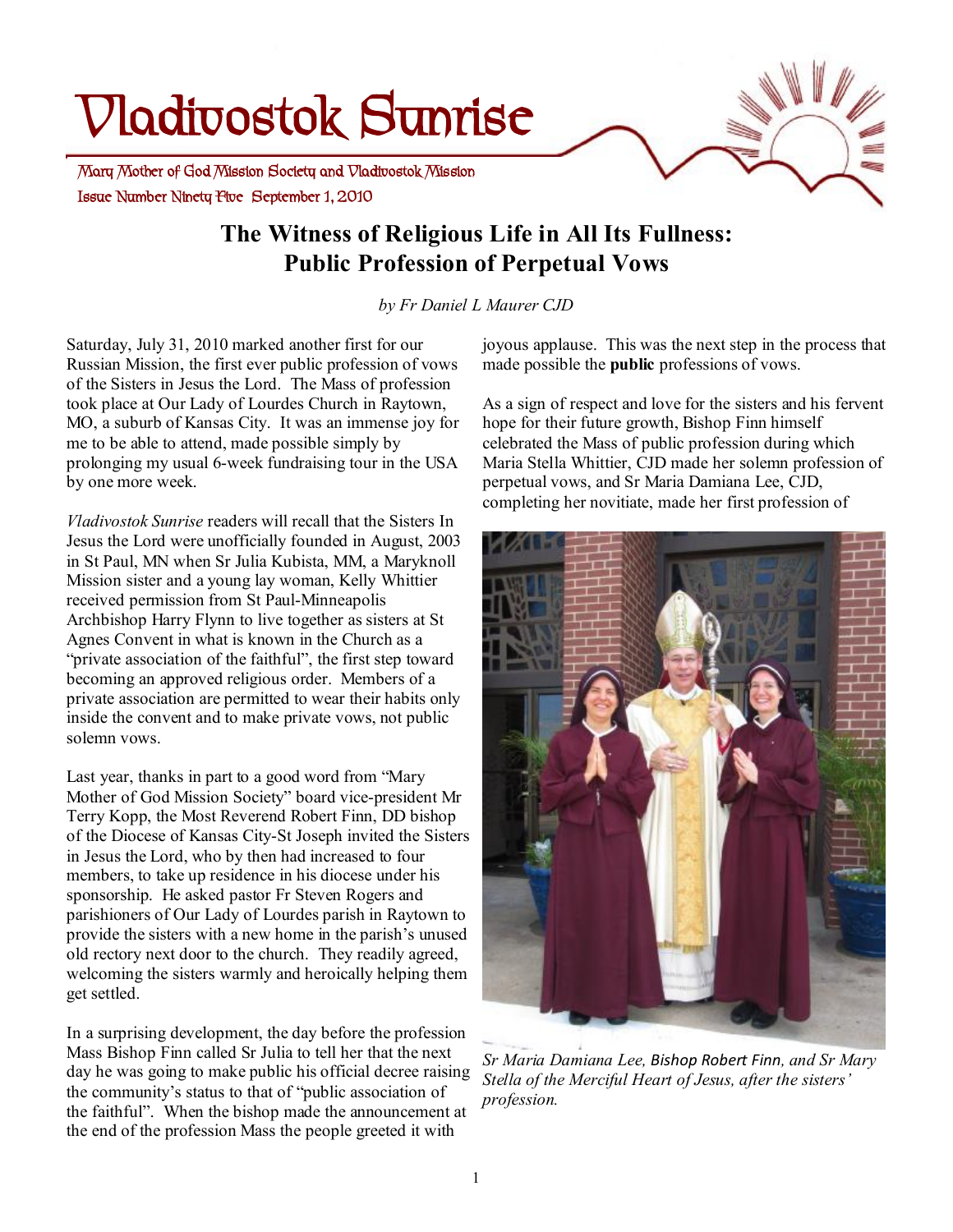# Vladivostok Sunrise

Mary Mother of God Mission Society and Vladivostok Mission

Issue Number Ninety Five September 1, 2010

## The Witness of Religious Life in All Its Fullness: Public Profession of Perpetual Vows

*by Fr Daniel L Maurer CJD*

Saturday, July 31, 2010 marked another first for our Russian Mission, the first ever public profession of vows of the Sisters in Jesus the Lord. The Mass of profession took place at Our Lady of Lourdes Church in Raytown, MO, a suburb of Kansas City. It was an immense joy for me to be able to attend, made possible simply by prolonging my usual 6-week fundraising tour in the USA by one more week.

*Vladivostok Sunrise* readers will recall that the Sisters In Jesus the Lord were unofficially founded in August, 2003 in St Paul, MN when Sr Julia Kubista, MM, a Maryknoll Mission sister and a young lay woman, Kelly Whittier received permission from St Paul-Minneapolis Archbishop Harry Flynn to live together as sisters at St Agnes Convent in what is known in the Church as a "private association of the faithful", the first step toward becoming an approved religious order. Members of a private association are permitted to wear their habits only inside the convent and to make private vows, not public solemn vows.

Last year, thanks in part to a good word from "Mary Mother of God Mission Society" board vice-president Mr Terry Kopp, the Most Reverend Robert Finn, DD bishop of the Diocese of Kansas City-St Joseph invited the Sisters in Jesus the Lord, who by then had increased to four members, to take up residence in his diocese under his sponsorship. He asked pastor Fr Steven Rogers and parishioners of Our Lady of Lourdes parish in Raytown to provide the sisters with a new home in the parish's unused old rectory next door to the church. They readily agreed, welcoming the sisters warmly and heroically helping them get settled.

In a surprising development, the day before the profession Mass Bishop Finn called Sr Julia to tell her that the next day he was going to make public his official decree raising the community's status to that of "public association of the faithful". When the bishop made the announcement at the end of the profession Mass the people greeted it with joyous applause. This was the next step in the process that made possible the **public** professions of vows.

As a sign of respect and love for the sisters and his fervent hope for their future growth, Bishop Finn himself celebrated the Mass of public profession during which Maria Stella Whittier, CJD made her solemn profession of perpetual vows, and Sr Maria Damiana Lee, CJD, completing her novitiate, made her first profession of

*Sr Maria Damiana Lee, Bishop Robert Finn, and Sr Mary Stella of the Merciful Heart of Jesus, after the sisters' profession.*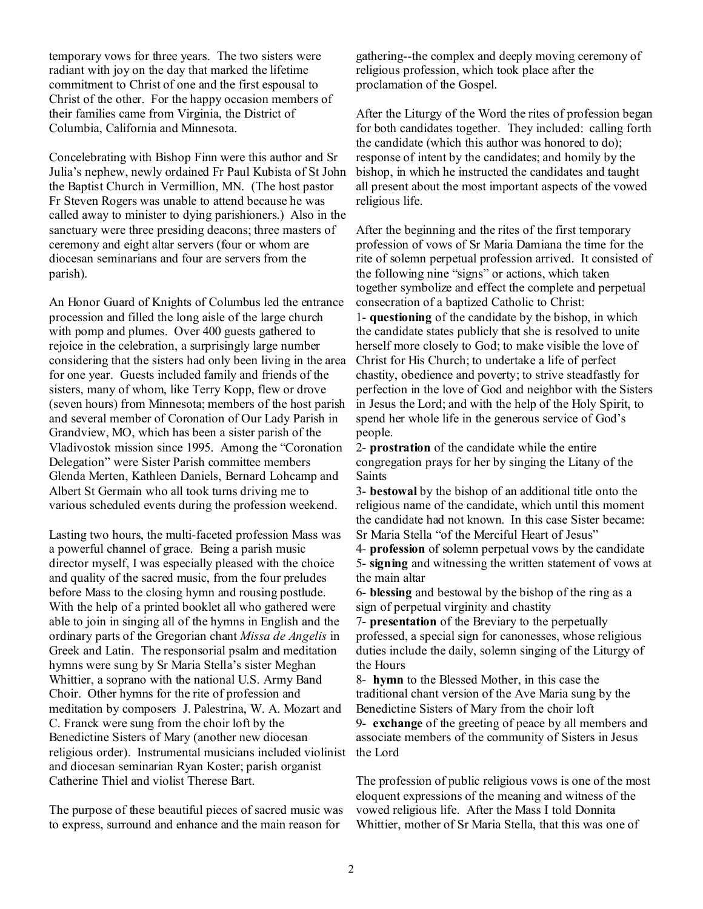temporary vows for three years. The two sisters were radiant with joy on the day that marked the lifetime commitment to Christ of one and the first espousal to Christ of the other. For the happy occasion members of their families came from Virginia, the District of Columbia, California and Minnesota.

Concelebrating with Bishop Finn were this author and Sr Julia's nephew, newly ordained Fr Paul Kubista of St John the Baptist Church in Vermillion, MN. (The host pastor Fr Steven Rogers was unable to attend because he was called away to minister to dying parishioners.) Also in the sanctuary were three presiding deacons; three masters of ceremony and eight altar servers (four or whom are diocesan seminarians and four are servers from the parish).

An Honor Guard of Knights of Columbus led the entrance procession and filled the long aisle of the large church with pomp and plumes. Over 400 guests gathered to rejoice in the celebration, a surprisingly large number considering that the sisters had only been living in the area for one year. Guests included family and friends of the sisters, many of whom, like Terry Kopp, flew or drove (seven hours) from Minnesota; members of the host parish and several member of Coronation of Our Lady Parish in Grandview, MO, which has been a sister parish of the Vladivostok mission since 1995. Among the "Coronation Delegation" were Sister Parish committee members Glenda Merten, Kathleen Daniels, Bernard Lohcamp and Albert St Germain who all took turns driving me to various scheduled events during the profession weekend.

Lasting two hours, the multi-faceted profession Mass was a powerful channel of grace. Being a parish music director myself, I was especially pleased with the choice and quality of the sacred music, from the four preludes before Mass to the closing hymn and rousing postlude. With the help of a printed booklet all who gathered were able to join in singing all of the hymns in English and the ordinary parts of the Gregorian chant *Missa de Angelis* in Greek and Latin. The responsorial psalm and meditation hymns were sung by Sr Maria Stella's sister Meghan Whittier, a soprano with the national U.S. Army Band Choir. Other hymns for the rite of profession and meditation by composers J. Palestrina, W. A. Mozart and C. Franck were sung from the choir loft by the Benedictine Sisters of Mary (another new diocesan religious order). Instrumental musicians included violinist and diocesan seminarian Ryan Koster; parish organist Catherine Thiel and violist Therese Bart.

The purpose of these beautiful pieces of sacred music was to express, surround and enhance and the main reason for gathering--the complex and deeply moving ceremony of religious profession, which took place after the proclamation of the Gospel.

After the Liturgy of the Word the rites of profession began for both candidates together. They included: calling forth the candidate (which this author was honored to do); response of intent by the candidates; and homily by the bishop, in which he instructed the candidates and taught all present about the most important aspects of the vowed religious life.

After the beginning and the rites of the first temporary profession of vows of Sr Maria Damiana the time for the rite of solemn perpetual profession arrived. It consisted of the following nine "signs" or actions, which taken together symbolize and effect the complete and perpetual consecration of a baptized Catholic to Christ:

1- **questioning** of the candidate by the bishop, in which the candidate states publicly that she is resolved to unite herself more closely to God; to make visible the love of Christ for His Church; to undertake a life of perfect chastity, obedience and poverty; to strive steadfastly for perfection in the love of God and neighbor with the Sisters in Jesus the Lord; and with the help of the Holy Spirit, to spend her whole life in the generous service of God's people.
2- **prostration** of the candidate while the entire congregation prays for her by singing the Litany of the Saints
3- **bestowal** by the bishop of an additional title onto the religious name of the candidate, which until this moment the candidate had not known. In this case Sister became: Sr Maria Stella "of the Merciful Heart of Jesus"
4- **profession** of solemn perpetual vows by the candidate
5- **signing** and witnessing the written statement of vows at the main altar
6- **blessing** and bestowal by the bishop of the ring as a sign of perpetual virginity and chastity
7- **presentation** of the Breviary to the perpetually professed, a special sign for canonesses, whose religious duties include the daily, solemn singing of the Liturgy of the Hours
8- **hymn** to the Blessed Mother, in this case the traditional chant version of the Ave Maria sung by the Benedictine Sisters of Mary from the choir loft
9- **exchange** of the greeting of peace by all members and associate members of the community of Sisters in Jesus the Lord

The profession of public religious vows is one of the most eloquent expressions of the meaning and witness of the vowed religious life. After the Mass I told Donnita Whittier, mother of Sr Maria Stella, that this was one of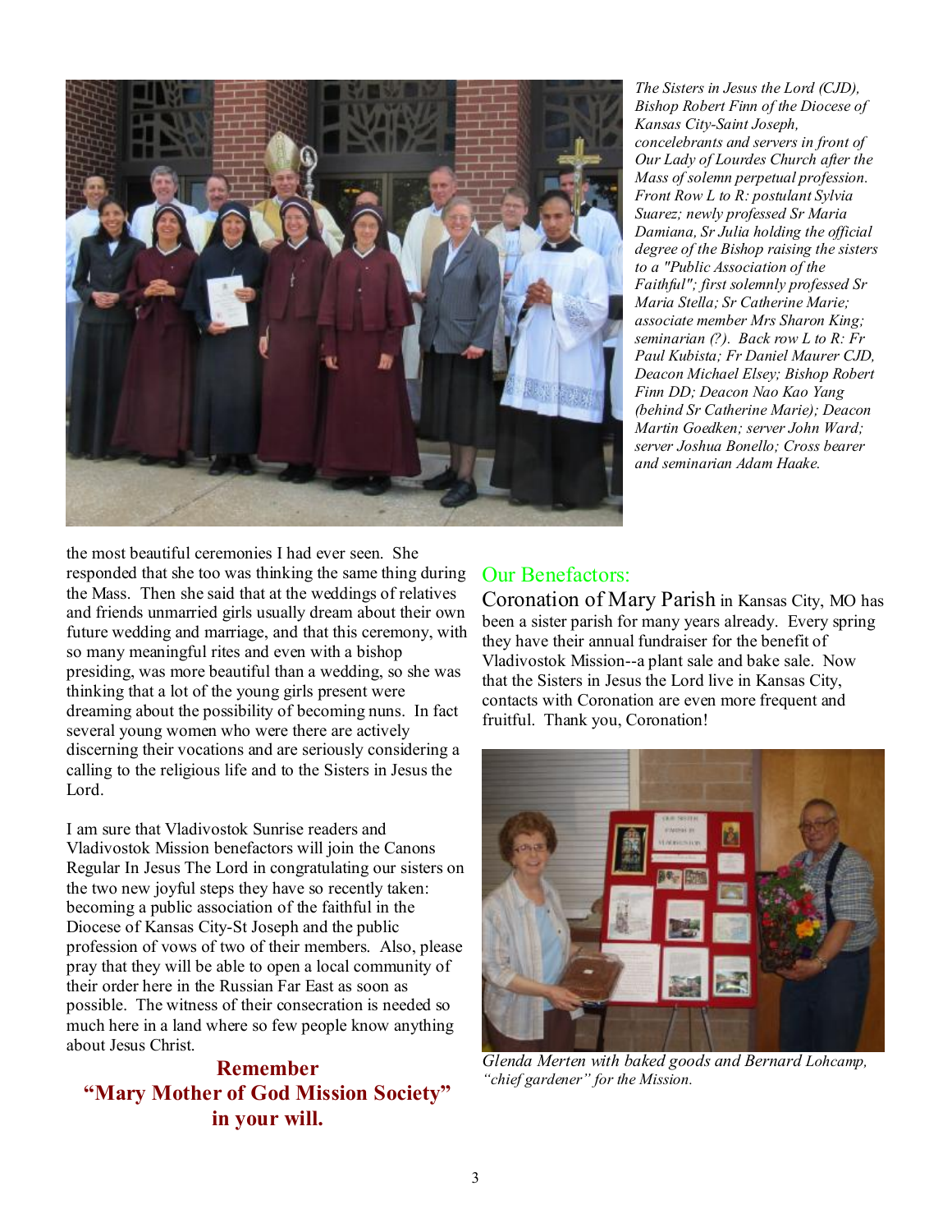*The Sisters in Jesus the Lord (CJD), Bishop Robert Finn of the Diocese of Kansas City-Saint Joseph, concelebrants and servers in front of Our Lady of Lourdes Church after the Mass of solemn perpetual profession. Front Row L to R: postulant Sylvia Suarez; newly professed Sr Maria Damiana, Sr Julia holding the official degree of the Bishop raising the sisters to a "Public Association of the Faithful"; first solemnly professed Sr Maria Stella; Sr Catherine Marie; associate member Mrs Sharon King; seminarian (?). Back row L to R: Fr Paul Kubista; Fr Daniel Maurer CJD, Deacon Michael Elsey; Bishop Robert Finn DD; Deacon Nao Kao Yang (behind Sr Catherine Marie); Deacon Martin Goedken; server John Ward; server Joshua Bonello; Cross bearer and seminarian Adam Haake.*

the most beautiful ceremonies I had ever seen. She responded that she too was thinking the same thing during the Mass. Then she said that at the weddings of relatives and friends unmarried girls usually dream about their own future wedding and marriage, and that this ceremony, with so many meaningful rites and even with a bishop presiding, was more beautiful than a wedding, so she was thinking that a lot of the young girls present were dreaming about the possibility of becoming nuns. In fact several young women who were there are actively discerning their vocations and are seriously considering a calling to the religious life and to the Sisters in Jesus the Lord.

I am sure that Vladivostok Sunrise readers and Vladivostok Mission benefactors will join the Canons Regular In Jesus The Lord in congratulating our sisters on the two new joyful steps they have so recently taken: becoming a public association of the faithful in the Diocese of Kansas City-St Joseph and the public profession of vows of two of their members. Also, please pray that they will be able to open a local community of their order here in the Russian Far East as soon as possible. The witness of their consecration is needed so much here in a land where so few people know anything about Jesus Christ.

**Remember "Mary Mother of God Mission Society" in your will.**

## Our Benefactors:

Coronation of Mary Parish in Kansas City, MO has been a sister parish for many years already. Every spring they have their annual fundraiser for the benefit of Vladivostok Mission--a plant sale and bake sale. Now that the Sisters in Jesus the Lord live in Kansas City, contacts with Coronation are even more frequent and fruitful. Thank you, Coronation!

*Glenda Merten with baked goods and Bernard Lohcamp, "chief gardener" for the Mission.*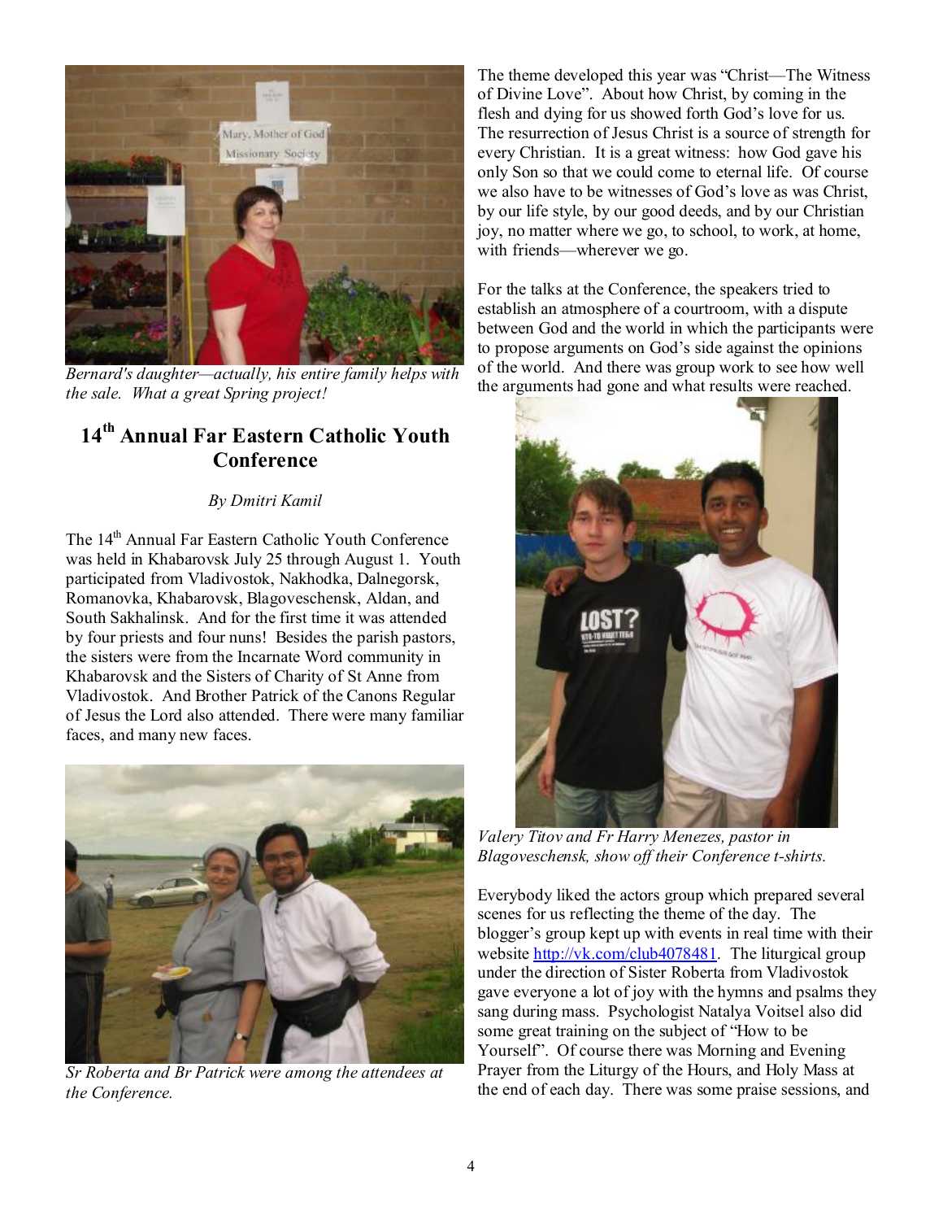*Bernard's daughter—actually, his entire family helps with the sale. What a great Spring project!*

## 14th Annual Far Eastern Catholic Youth Conference

*By Dmitri Kamil*

The 14th Annual Far Eastern Catholic Youth Conference was held in Khabarovsk July 25 through August 1. Youth participated from Vladivostok, Nakhodka, Dalnegorsk, Romanovka, Khabarovsk, Blagoveschensk, Aldan, and South Sakhalinsk. And for the first time it was attended by four priests and four nuns! Besides the parish pastors, the sisters were from the Incarnate Word community in Khabarovsk and the Sisters of Charity of St Anne from Vladivostok. And Brother Patrick of the Canons Regular of Jesus the Lord also attended. There were many familiar faces, and many new faces.

*Sr Roberta and Br Patrick were among the attendees at the Conference.*

The theme developed this year was "Christ—The Witness of Divine Love". About how Christ, by coming in the flesh and dying for us showed forth God's love for us. The resurrection of Jesus Christ is a source of strength for every Christian. It is a great witness: how God gave his only Son so that we could come to eternal life. Of course we also have to be witnesses of God's love as was Christ, by our life style, by our good deeds, and by our Christian joy, no matter where we go, to school, to work, at home, with friends—wherever we go.

For the talks at the Conference, the speakers tried to establish an atmosphere of a courtroom, with a dispute between God and the world in which the participants were to propose arguments on God's side against the opinions of the world. And there was group work to see how well the arguments had gone and what results were reached.

*Valery Titov and Fr Harry Menezes, pastor in Blagoveschensk, show off their Conference t-shirts.*

Everybody liked the actors group which prepared several scenes for us reflecting the theme of the day. The blogger's group kept up with events in real time with their website http://vk.com/club4078481. The liturgical group under the direction of Sister Roberta from Vladivostok gave everyone a lot of joy with the hymns and psalms they sang during mass. Psychologist Natalya Voitsel also did some great training on the subject of "How to be Yourself". Of course there was Morning and Evening Prayer from the Liturgy of the Hours, and Holy Mass at the end of each day. There was some praise sessions, and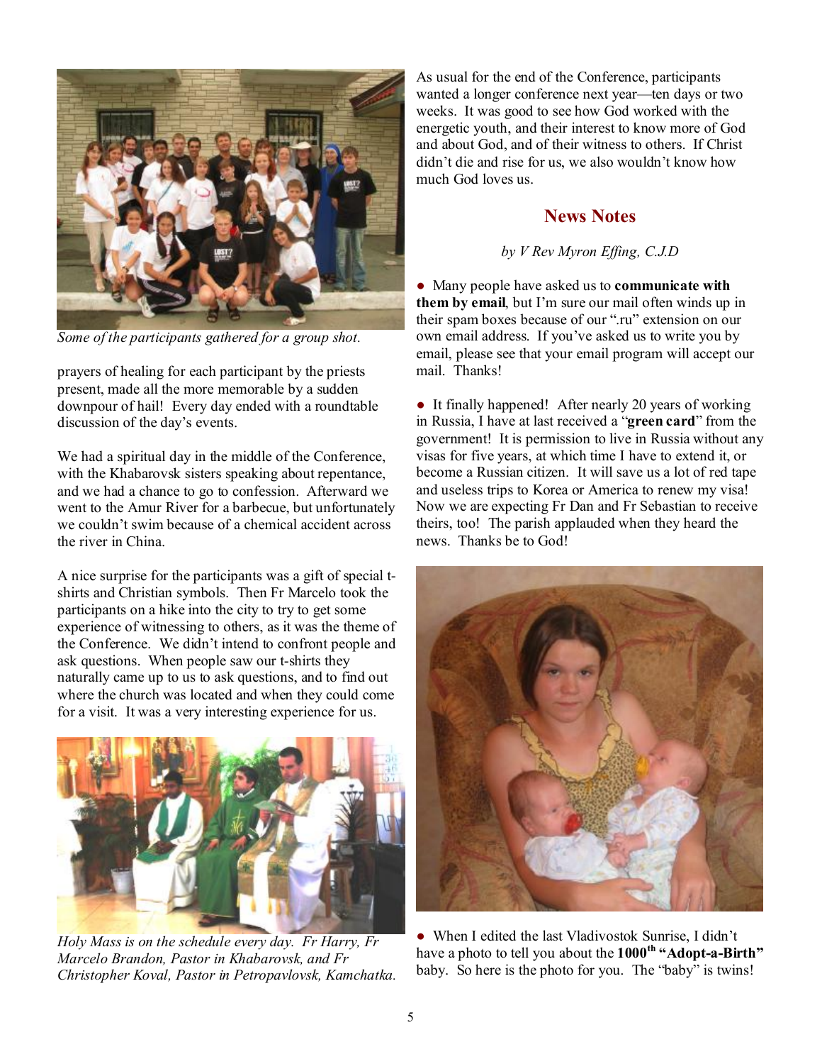*Some of the participants gathered for a group shot.*

prayers of healing for each participant by the priests present, made all the more memorable by a sudden downpour of hail! Every day ended with a roundtable discussion of the day's events.

We had a spiritual day in the middle of the Conference, with the Khabarovsk sisters speaking about repentance, and we had a chance to go to confession. Afterward we went to the Amur River for a barbecue, but unfortunately we couldn't swim because of a chemical accident across the river in China.

A nice surprise for the participants was a gift of special t-shirts and Christian symbols. Then Fr Marcelo took the participants on a hike into the city to try to get some experience of witnessing to others, as it was the theme of the Conference. We didn't intend to confront people and ask questions. When people saw our t-shirts they naturally came up to us to ask questions, and to find out where the church was located and when they could come for a visit. It was a very interesting experience for us.

*Holy Mass is on the schedule every day. Fr Harry, Fr Marcelo Brandon, Pastor in Khabarovsk, and Fr Christopher Koval, Pastor in Petropavlovsk, Kamchatka.*

As usual for the end of the Conference, participants wanted a longer conference next year—ten days or two weeks. It was good to see how God worked with the energetic youth, and their interest to know more of God and about God, and of their witness to others. If Christ didn't die and rise for us, we also wouldn't know how much God loves us.

## News Notes

*by V Rev Myron Effing, C.J.D*

- Many people have asked us to **communicate with them by email**, but I'm sure our mail often winds up in their spam boxes because of our ".ru" extension on our own email address. If you've asked us to write you by email, please see that your email program will accept our mail. Thanks!

- It finally happened! After nearly 20 years of working in Russia, I have at last received a "**green card**" from the government! It is permission to live in Russia without any visas for five years, at which time I have to extend it, or become a Russian citizen. It will save us a lot of red tape and useless trips to Korea or America to renew my visa! Now we are expecting Fr Dan and Fr Sebastian to receive theirs, too! The parish applauded when they heard the news. Thanks be to God!

- When I edited the last Vladivostok Sunrise, I didn't have a photo to tell you about the **1000th "Adopt-a-Birth"** baby. So here is the photo for you. The "baby" is twins!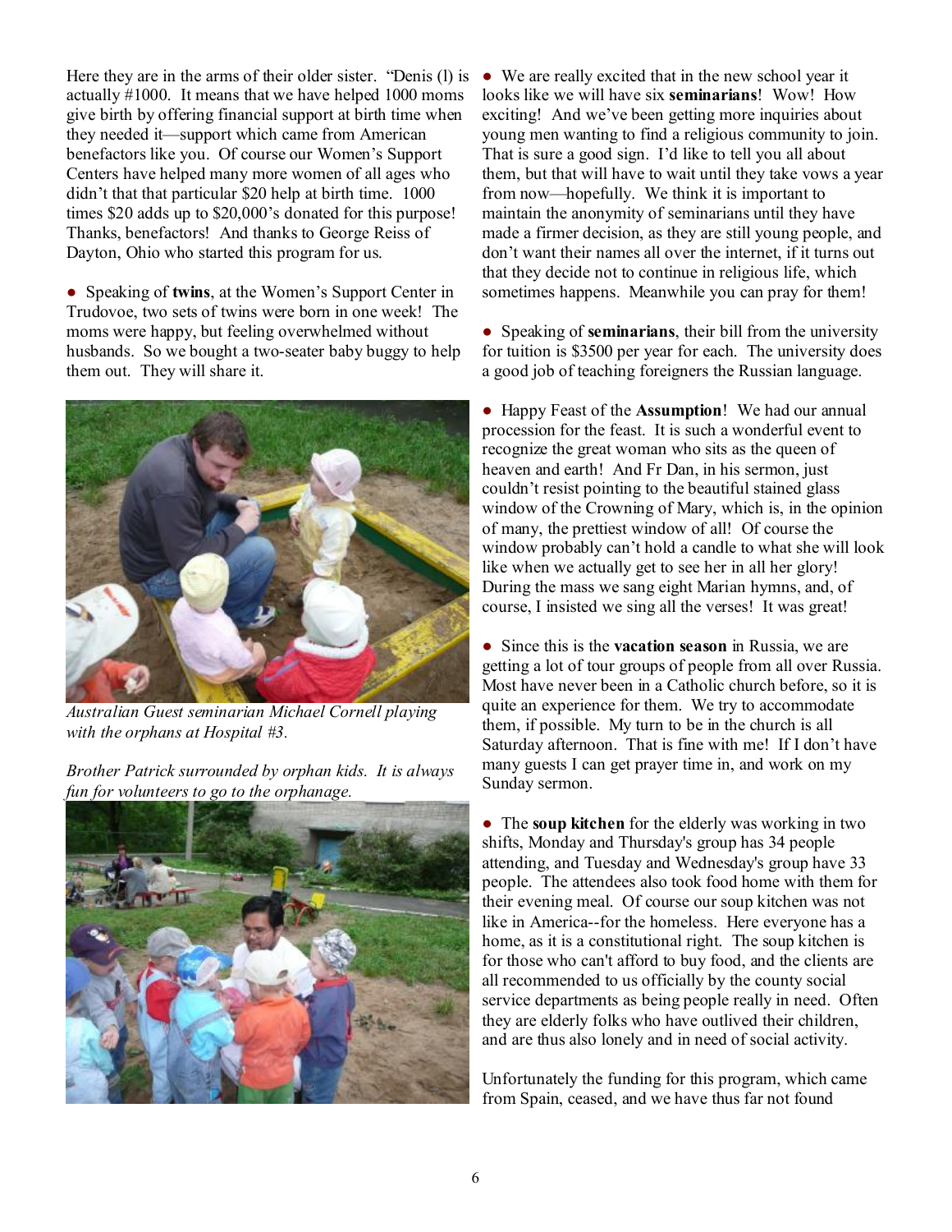Here they are in the arms of their older sister. "Denis (l) is actually #1000. It means that we have helped 1000 moms give birth by offering financial support at birth time when they needed it—support which came from American benefactors like you. Of course our Women's Support Centers have helped many more women of all ages who didn't that that particular $20 help at birth time. 1000 times $20 adds up to $20,000's donated for this purpose! Thanks, benefactors! And thanks to George Reiss of Dayton, Ohio who started this program for us.

● Speaking of **twins**, at the Women's Support Center in Trudovoe, two sets of twins were born in one week! The moms were happy, but feeling overwhelmed without husbands. So we bought a two-seater baby buggy to help them out. They will share it.

*Australian Guest seminarian Michael Cornell playing with the orphans at Hospital #3.*

*Brother Patrick surrounded by orphan kids. It is always fun for volunteers to go to the orphanage.*

● We are really excited that in the new school year it looks like we will have six **seminarians**! Wow! How exciting! And we've been getting more inquiries about young men wanting to find a religious community to join. That is sure a good sign. I'd like to tell you all about them, but that will have to wait until they take vows a year from now—hopefully. We think it is important to maintain the anonymity of seminarians until they have made a firmer decision, as they are still young people, and don't want their names all over the internet, if it turns out that they decide not to continue in religious life, which sometimes happens. Meanwhile you can pray for them!

● Speaking of **seminarians**, their bill from the university for tuition is $3500 per year for each. The university does a good job of teaching foreigners the Russian language.

● Happy Feast of the **Assumption**! We had our annual procession for the feast. It is such a wonderful event to recognize the great woman who sits as the queen of heaven and earth! And Fr Dan, in his sermon, just couldn't resist pointing to the beautiful stained glass window of the Crowning of Mary, which is, in the opinion of many, the prettiest window of all! Of course the window probably can't hold a candle to what she will look like when we actually get to see her in all her glory! During the mass we sang eight Marian hymns, and, of course, I insisted we sing all the verses! It was great!

● Since this is the **vacation season** in Russia, we are getting a lot of tour groups of people from all over Russia. Most have never been in a Catholic church before, so it is quite an experience for them. We try to accommodate them, if possible. My turn to be in the church is all Saturday afternoon. That is fine with me! If I don't have many guests I can get prayer time in, and work on my Sunday sermon.

● The **soup kitchen** for the elderly was working in two shifts, Monday and Thursday's group has 34 people attending, and Tuesday and Wednesday's group have 33 people. The attendees also took food home with them for their evening meal. Of course our soup kitchen was not like in America--for the homeless. Here everyone has a home, as it is a constitutional right. The soup kitchen is for those who can't afford to buy food, and the clients are all recommended to us officially by the county social service departments as being people really in need. Often they are elderly folks who have outlived their children, and are thus also lonely and in need of social activity.

Unfortunately the funding for this program, which came from Spain, ceased, and we have thus far not found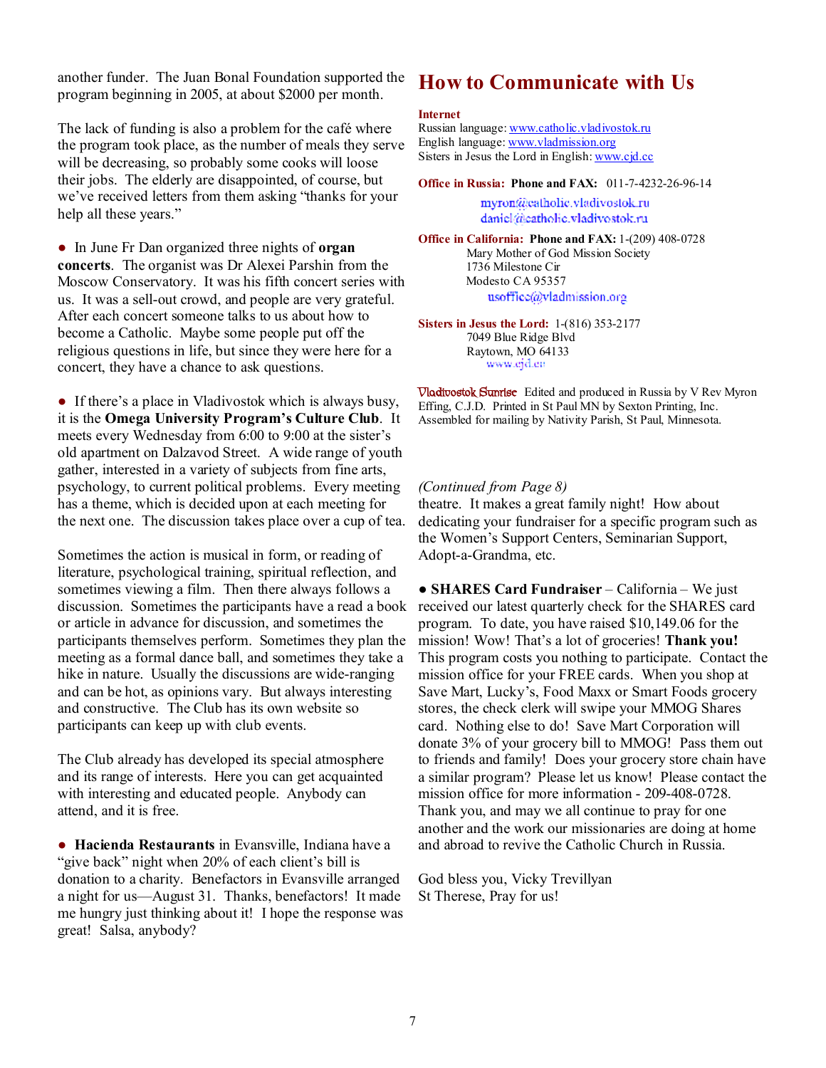another funder. The Juan Bonal Foundation supported the program beginning in 2005, at about $2000 per month.

The lack of funding is also a problem for the café where the program took place, as the number of meals they serve will be decreasing, so probably some cooks will loose their jobs. The elderly are disappointed, of course, but we've received letters from them asking "thanks for your help all these years."

● In June Fr Dan organized three nights of **organ concerts**. The organist was Dr Alexei Parshin from the Moscow Conservatory. It was his fifth concert series with us. It was a sell-out crowd, and people are very grateful. After each concert someone talks to us about how to become a Catholic. Maybe some people put off the religious questions in life, but since they were here for a concert, they have a chance to ask questions.

● If there's a place in Vladivostok which is always busy, it is the **Omega University Program's Culture Club**. It meets every Wednesday from 6:00 to 9:00 at the sister's old apartment on Dalzavod Street. A wide range of youth gather, interested in a variety of subjects from fine arts, psychology, to current political problems. Every meeting has a theme, which is decided upon at each meeting for the next one. The discussion takes place over a cup of tea.

Sometimes the action is musical in form, or reading of literature, psychological training, spiritual reflection, and sometimes viewing a film. Then there always follows a discussion. Sometimes the participants have a read a book or article in advance for discussion, and sometimes the participants themselves perform. Sometimes they plan the meeting as a formal dance ball, and sometimes they take a hike in nature. Usually the discussions are wide-ranging and can be hot, as opinions vary. But always interesting and constructive. The Club has its own website so participants can keep up with club events.

The Club already has developed its special atmosphere and its range of interests. Here you can get acquainted with interesting and educated people. Anybody can attend, and it is free.

● **Hacienda Restaurants** in Evansville, Indiana have a "give back" night when 20% of each client's bill is donation to a charity. Benefactors in Evansville arranged a night for us—August 31. Thanks, benefactors! It made me hungry just thinking about it! I hope the response was great! Salsa, anybody?

# How to Communicate with Us

**Internet**
Russian language: www.catholic.vladivostok.ru
English language: www.vladmission.org
Sisters in Jesus the Lord in English: www.cjd.cc

**Office in Russia: Phone and FAX:** 011-7-4232-26-96-14
myron@catholic.vladivostok.ru
daniel@catholic.vladivostok.ru

**Office in California: Phone and FAX:** 1-(209) 408-0728
Mary Mother of God Mission Society
1736 Milestone Cir
Modesto CA 95357
usoffice@vladmission.org

**Sisters in Jesus the Lord:** 1-(816) 353-2177
7049 Blue Ridge Blvd
Raytown, MO 64133
www.cjd.cc

Vladivostok Sunrise Edited and produced in Russia by V Rev Myron Effing, C.J.D. Printed in St Paul MN by Sexton Printing, Inc. Assembled for mailing by Nativity Parish, St Paul, Minnesota.

*(Continued from Page 8)*
theatre. It makes a great family night! How about dedicating your fundraiser for a specific program such as the Women's Support Centers, Seminarian Support, Adopt-a-Grandma, etc.

● **SHARES Card Fundraiser** – California – We just received our latest quarterly check for the SHARES card program. To date, you have raised $10,149.06 for the mission! Wow! That's a lot of groceries! **Thank you!** This program costs you nothing to participate. Contact the mission office for your FREE cards. When you shop at Save Mart, Lucky's, Food Maxx or Smart Foods grocery stores, the check clerk will swipe your MMOG Shares card. Nothing else to do! Save Mart Corporation will donate 3% of your grocery bill to MMOG! Pass them out to friends and family! Does your grocery store chain have a similar program? Please let us know! Please contact the mission office for more information - 209-408-0728. Thank you, and may we all continue to pray for one another and the work our missionaries are doing at home and abroad to revive the Catholic Church in Russia.

God bless you, Vicky Trevillyan
St Therese, Pray for us!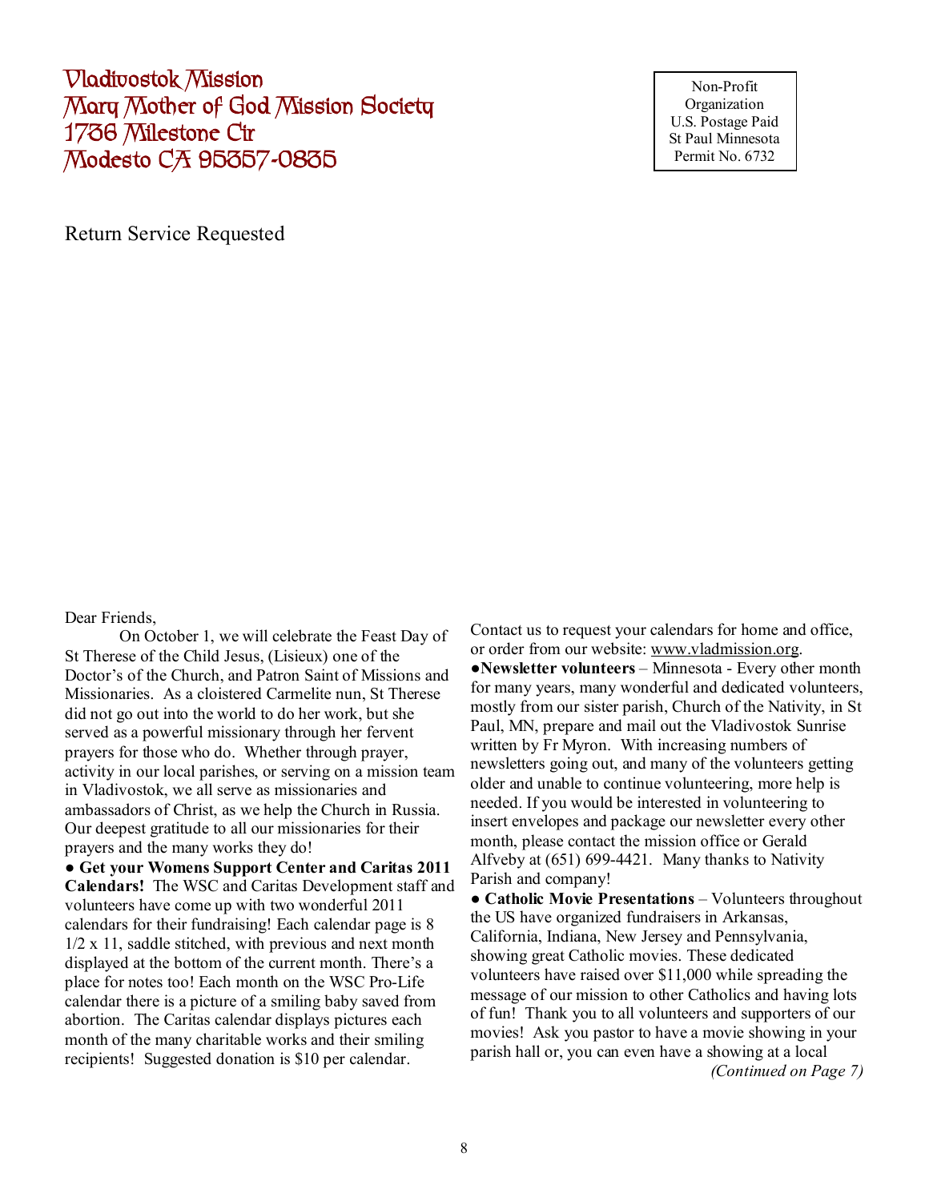Vladivostok Mission
Mary Mother of God Mission Society
1736 Milestone Cir
Modesto CA 95357-0835

Non-Profit Organization
U.S. Postage Paid
St Paul Minnesota
Permit No. 6732

Return Service Requested

Dear Friends,

On October 1, we will celebrate the Feast Day of St Therese of the Child Jesus, (Lisieux) one of the Doctor's of the Church, and Patron Saint of Missions and Missionaries. As a cloistered Carmelite nun, St Therese did not go out into the world to do her work, but she served as a powerful missionary through her fervent prayers for those who do. Whether through prayer, activity in our local parishes, or serving on a mission team in Vladivostok, we all serve as missionaries and ambassadors of Christ, as we help the Church in Russia. Our deepest gratitude to all our missionaries for their prayers and the many works they do!

● **Get your Womens Support Center and Caritas 2011 Calendars!** The WSC and Caritas Development staff and volunteers have come up with two wonderful 2011 calendars for their fundraising! Each calendar page is 8 1/2 x 11, saddle stitched, with previous and next month displayed at the bottom of the current month. There's a place for notes too! Each month on the WSC Pro-Life calendar there is a picture of a smiling baby saved from abortion. The Caritas calendar displays pictures each month of the many charitable works and their smiling recipients! Suggested donation is $10 per calendar. Contact us to request your calendars for home and office, or order from our website: www.vladmission.org.

●**Newsletter volunteers** – Minnesota - Every other month for many years, many wonderful and dedicated volunteers, mostly from our sister parish, Church of the Nativity, in St Paul, MN, prepare and mail out the Vladivostok Sunrise written by Fr Myron. With increasing numbers of newsletters going out, and many of the volunteers getting older and unable to continue volunteering, more help is needed. If you would be interested in volunteering to insert envelopes and package our newsletter every other month, please contact the mission office or Gerald Alfveby at (651) 699-4421. Many thanks to Nativity Parish and company!

● **Catholic Movie Presentations** – Volunteers throughout the US have organized fundraisers in Arkansas, California, Indiana, New Jersey and Pennsylvania, showing great Catholic movies. These dedicated volunteers have raised over $11,000 while spreading the message of our mission to other Catholics and having lots of fun! Thank you to all volunteers and supporters of our movies! Ask you pastor to have a movie showing in your parish hall or, you can even have a showing at a local

*(Continued on Page 7)*